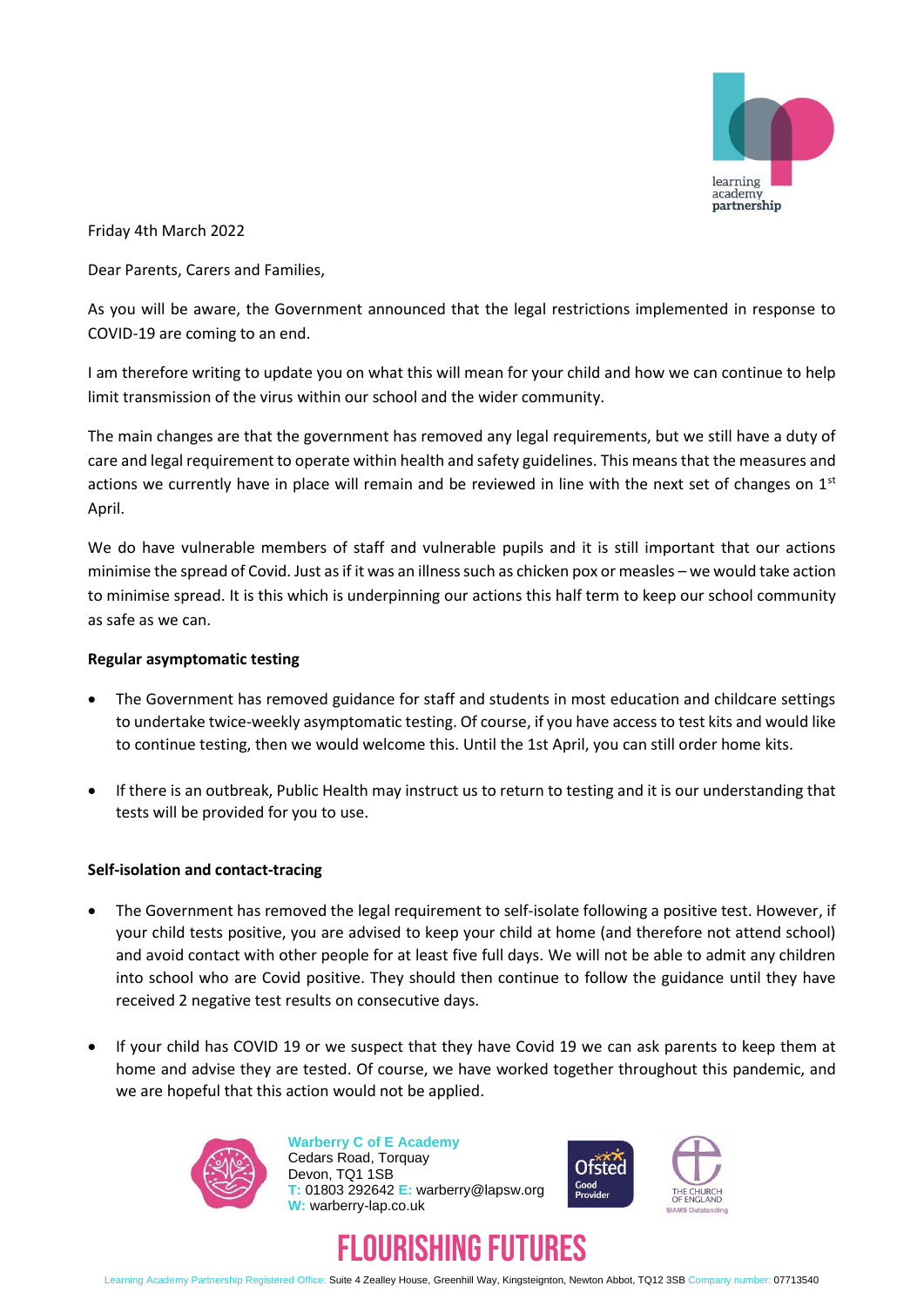Friday 4th March 2022

Dear Parents, Carers and Families,

As you will be aware, the Government announced that the legal restrictions implemented in response to COVID-19 are coming to an end.

I am therefore writing to update you on what this will mean for your child and how we can continue to help limit transmission of the virus within our school and the wider community.

The main changes are that the government has removed any legal requirements, but we still have a duty of care and legal requirement to operate within health and safety guidelines. This means that the measures and actions we currently have in place will remain and be reviewed in line with the next set of changes on 1st April.

We do have vulnerable members of staff and vulnerable pupils and it is still important that our actions minimise the spread of Covid. Just as if it was an illness such as chicken pox or measles – we would take action to minimise spread. It is this which is underpinning our actions this half term to keep our school community as safe as we can.

**Regular asymptomatic testing**

- The Government has removed guidance for staff and students in most education and childcare settings to undertake twice-weekly asymptomatic testing. Of course, if you have access to test kits and would like to continue testing, then we would welcome this. Until the 1st April, you can still order home kits.

- If there is an outbreak, Public Health may instruct us to return to testing and it is our understanding that tests will be provided for you to use.

**Self-isolation and contact-tracing**

- The Government has removed the legal requirement to self-isolate following a positive test. However, if your child tests positive, you are advised to keep your child at home (and therefore not attend school) and avoid contact with other people for at least five full days. We will not be able to admit any children into school who are Covid positive. They should then continue to follow the guidance until they have received 2 negative test results on consecutive days.

- If your child has COVID 19 or we suspect that they have Covid 19 we can ask parents to keep them at home and advise they are tested. Of course, we have worked together throughout this pandemic, and we are hopeful that this action would not be applied.

**Warberry C of E Academy**
Cedars Road, Torquay
Devon, TQ1 1SB
T: 01803 292642 E: warberry@lapsw.org
W: warberry-lap.co.uk

FLOURISHING FUTURES

Learning Academy Partnership Registered Office: Suite 4 Zealley House, Greenhill Way, Kingsteignton, Newton Abbot, TQ12 3SB Company number: 07713540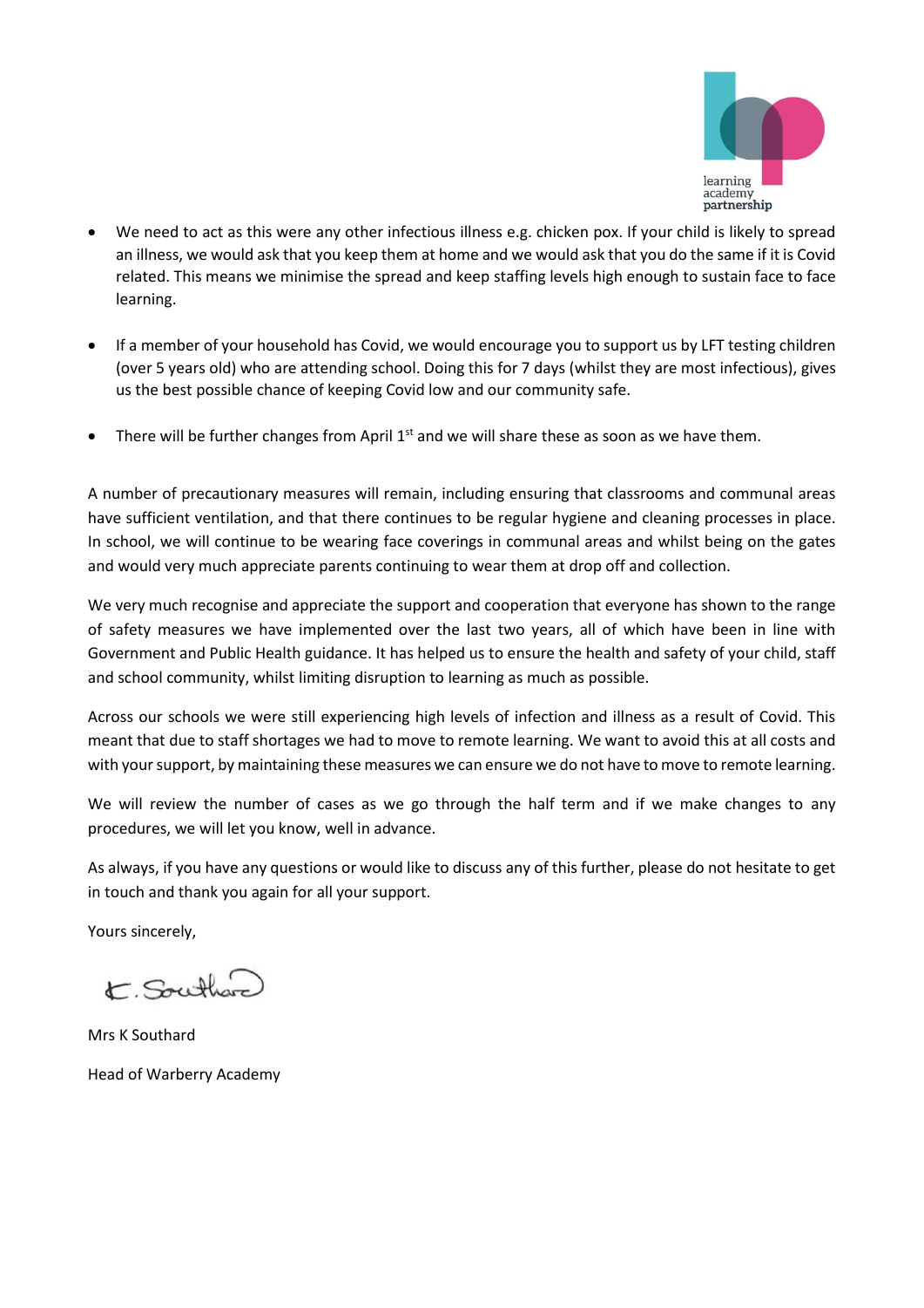- We need to act as this were any other infectious illness e.g. chicken pox. If your child is likely to spread an illness, we would ask that you keep them at home and we would ask that you do the same if it is Covid related. This means we minimise the spread and keep staffing levels high enough to sustain face to face learning.

- If a member of your household has Covid, we would encourage you to support us by LFT testing children (over 5 years old) who are attending school. Doing this for 7 days (whilst they are most infectious), gives us the best possible chance of keeping Covid low and our community safe.

- There will be further changes from April 1st and we will share these as soon as we have them.

A number of precautionary measures will remain, including ensuring that classrooms and communal areas have sufficient ventilation, and that there continues to be regular hygiene and cleaning processes in place. In school, we will continue to be wearing face coverings in communal areas and whilst being on the gates and would very much appreciate parents continuing to wear them at drop off and collection.

We very much recognise and appreciate the support and cooperation that everyone has shown to the range of safety measures we have implemented over the last two years, all of which have been in line with Government and Public Health guidance. It has helped us to ensure the health and safety of your child, staff and school community, whilst limiting disruption to learning as much as possible.

Across our schools we were still experiencing high levels of infection and illness as a result of Covid. This meant that due to staff shortages we had to move to remote learning. We want to avoid this at all costs and with your support, by maintaining these measures we can ensure we do not have to move to remote learning.

We will review the number of cases as we go through the half term and if we make changes to any procedures, we will let you know, well in advance.

As always, if you have any questions or would like to discuss any of this further, please do not hesitate to get in touch and thank you again for all your support.

Yours sincerely,

K. Southard

Mrs K Southard

Head of Warberry Academy